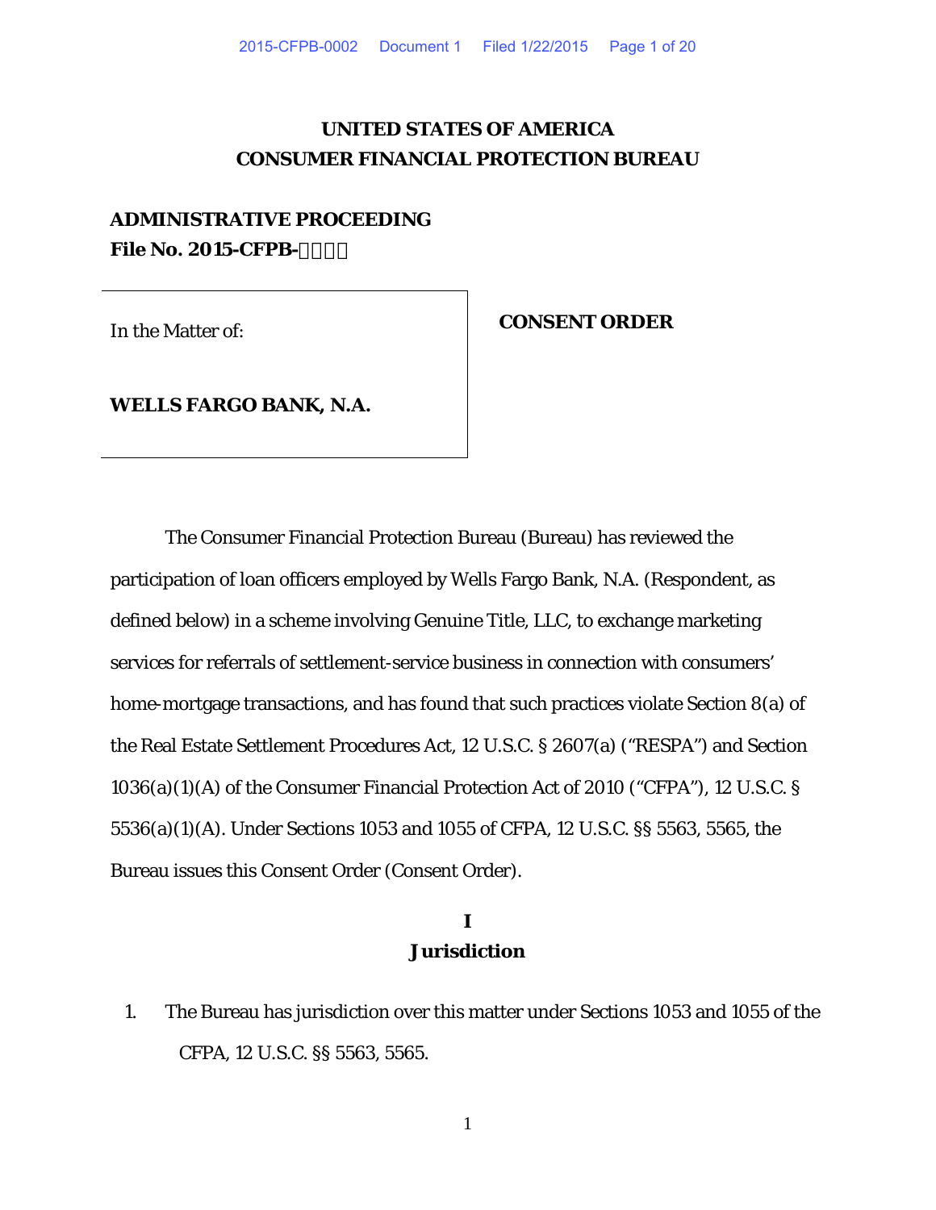# UNITED STATES OF AMERICA
# CONSUMER FINANCIAL PROTECTION BUREAU

**ADMINISTRATIVE PROCEEDING**
**File No. 2015-CFPB-0002**

| In the Matter of: WELLS FARGO BANK, N.A. | CONSENT ORDER |
|---|---|

The Consumer Financial Protection Bureau (Bureau) has reviewed the participation of loan officers employed by Wells Fargo Bank, N.A. (Respondent, as defined below) in a scheme involving Genuine Title, LLC, to exchange marketing services for referrals of settlement-service business in connection with consumers' home-mortgage transactions, and has found that such practices violate Section 8(a) of the Real Estate Settlement Procedures Act, 12 U.S.C. § 2607(a) ("RESPA") and Section 1036(a)(1)(A) of the Consumer Financial Protection Act of 2010 ("CFPA"), 12 U.S.C. § 5536(a)(1)(A). Under Sections 1053 and 1055 of CFPA, 12 U.S.C. §§ 5563, 5565, the Bureau issues this Consent Order (Consent Order).

## I
## Jurisdiction

1. The Bureau has jurisdiction over this matter under Sections 1053 and 1055 of the CFPA, 12 U.S.C. §§ 5563, 5565.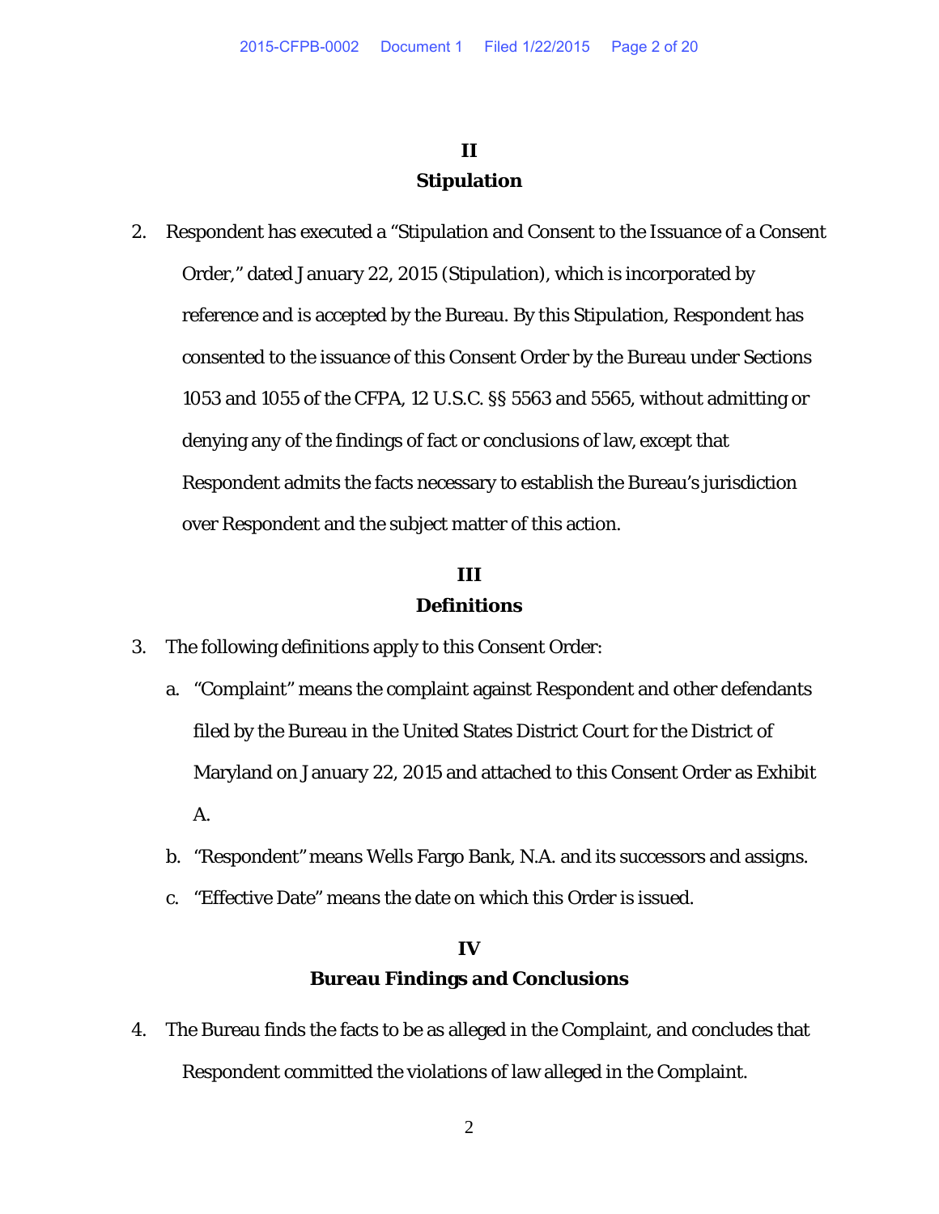## II
## Stipulation

2. Respondent has executed a "Stipulation and Consent to the Issuance of a Consent Order," dated January 22, 2015 (Stipulation), which is incorporated by reference and is accepted by the Bureau. By this Stipulation, Respondent has consented to the issuance of this Consent Order by the Bureau under Sections 1053 and 1055 of the CFPA, 12 U.S.C. §§ 5563 and 5565, without admitting or denying any of the findings of fact or conclusions of law, except that Respondent admits the facts necessary to establish the Bureau's jurisdiction over Respondent and the subject matter of this action.

## III
## Definitions

3. The following definitions apply to this Consent Order:

   a. "Complaint" means the complaint against Respondent and other defendants filed by the Bureau in the United States District Court for the District of Maryland on January 22, 2015 and attached to this Consent Order as Exhibit A.

   b. "Respondent" means Wells Fargo Bank, N.A. and its successors and assigns.

   c. "Effective Date" means the date on which this Order is issued.

## IV
## Bureau Findings and Conclusions

4. The Bureau finds the facts to be as alleged in the Complaint, and concludes that Respondent committed the violations of law alleged in the Complaint.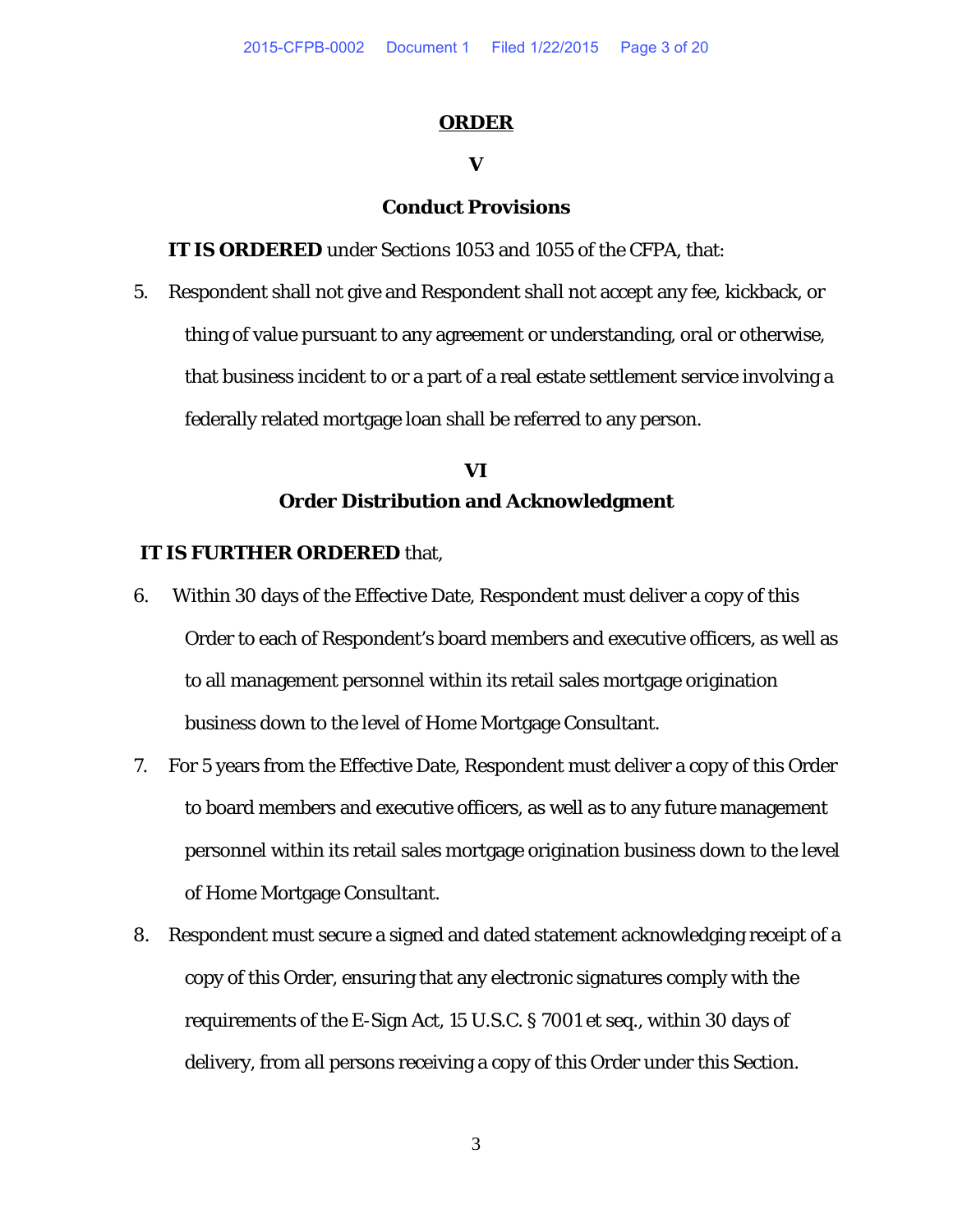## ORDER

### V

### Conduct Provisions

**IT IS ORDERED** under Sections 1053 and 1055 of the CFPA, that:

5. Respondent shall not give and Respondent shall not accept any fee, kickback, or thing of value pursuant to any agreement or understanding, oral or otherwise, that business incident to or a part of a real estate settlement service involving a federally related mortgage loan shall be referred to any person.

### VI

### Order Distribution and Acknowledgment

**IT IS FURTHER ORDERED** that,

6. Within 30 days of the Effective Date, Respondent must deliver a copy of this Order to each of Respondent's board members and executive officers, as well as to all management personnel within its retail sales mortgage origination business down to the level of Home Mortgage Consultant.

7. For 5 years from the Effective Date, Respondent must deliver a copy of this Order to board members and executive officers, as well as to any future management personnel within its retail sales mortgage origination business down to the level of Home Mortgage Consultant.

8. Respondent must secure a signed and dated statement acknowledging receipt of a copy of this Order, ensuring that any electronic signatures comply with the requirements of the E-Sign Act, 15 U.S.C. § 7001 et seq., within 30 days of delivery, from all persons receiving a copy of this Order under this Section.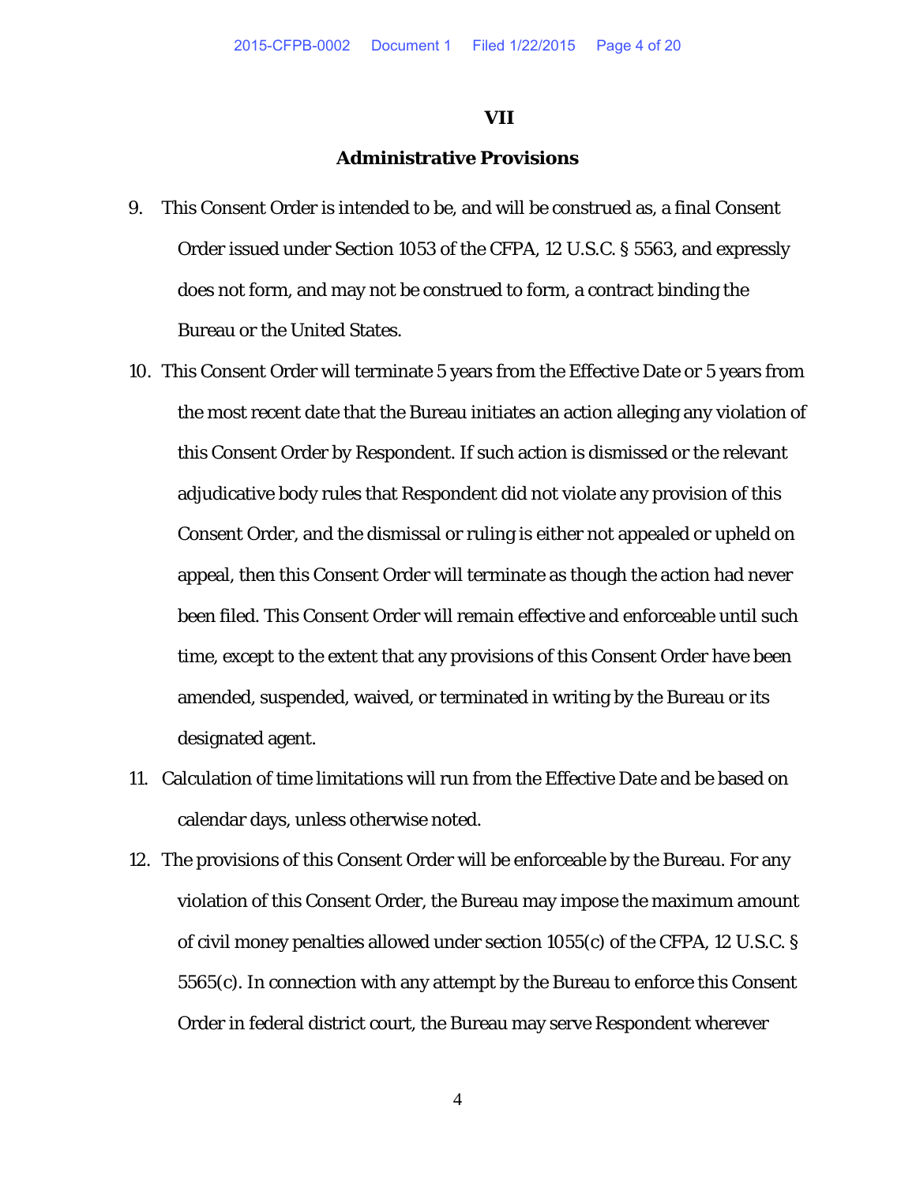## VII

## Administrative Provisions

9. This Consent Order is intended to be, and will be construed as, a final Consent Order issued under Section 1053 of the CFPA, 12 U.S.C. § 5563, and expressly does not form, and may not be construed to form, a contract binding the Bureau or the United States.

10. This Consent Order will terminate 5 years from the Effective Date or 5 years from the most recent date that the Bureau initiates an action alleging any violation of this Consent Order by Respondent. If such action is dismissed or the relevant adjudicative body rules that Respondent did not violate any provision of this Consent Order, and the dismissal or ruling is either not appealed or upheld on appeal, then this Consent Order will terminate as though the action had never been filed. This Consent Order will remain effective and enforceable until such time, except to the extent that any provisions of this Consent Order have been amended, suspended, waived, or terminated in writing by the Bureau or its designated agent.

11. Calculation of time limitations will run from the Effective Date and be based on calendar days, unless otherwise noted.

12. The provisions of this Consent Order will be enforceable by the Bureau. For any violation of this Consent Order, the Bureau may impose the maximum amount of civil money penalties allowed under section 1055(c) of the CFPA, 12 U.S.C. § 5565(c). In connection with any attempt by the Bureau to enforce this Consent Order in federal district court, the Bureau may serve Respondent wherever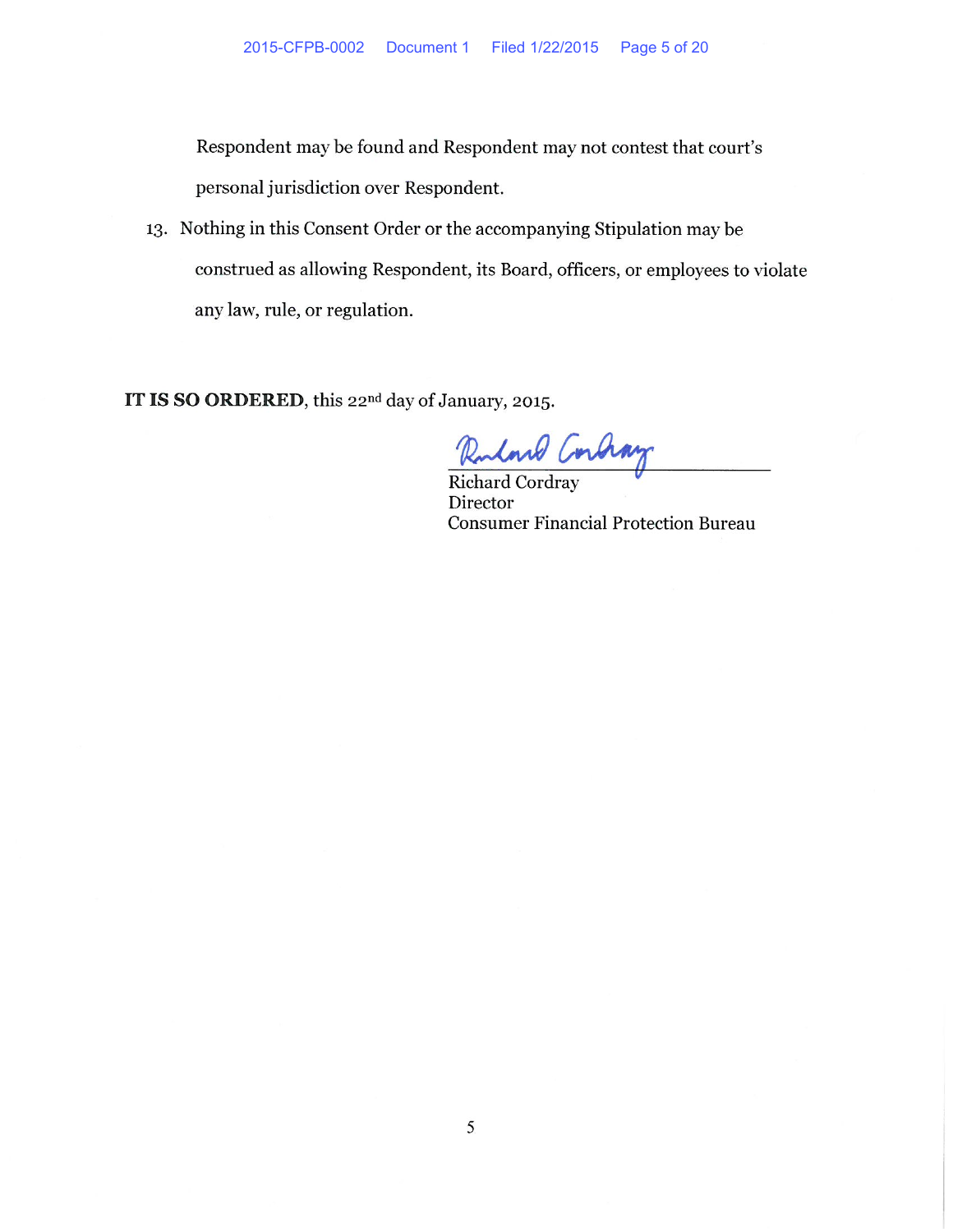Respondent may be found and Respondent may not contest that court's personal jurisdiction over Respondent.

13. Nothing in this Consent Order or the accompanying Stipulation may be construed as allowing Respondent, its Board, officers, or employees to violate any law, rule, or regulation.

**IT IS SO ORDERED**, this 22nd day of January, 2015.

Richard Cordray
Director
Consumer Financial Protection Bureau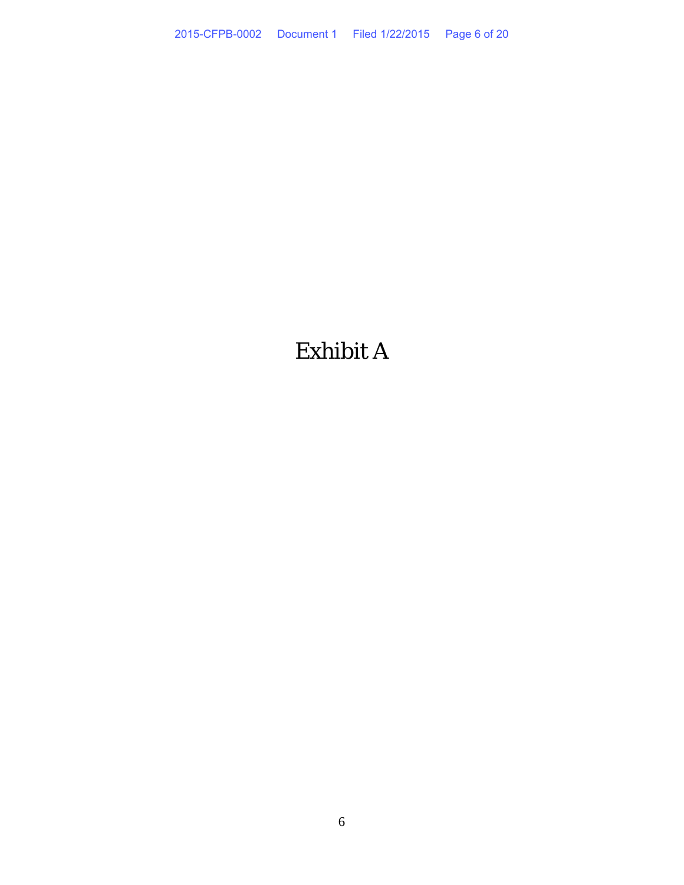# Exhibit A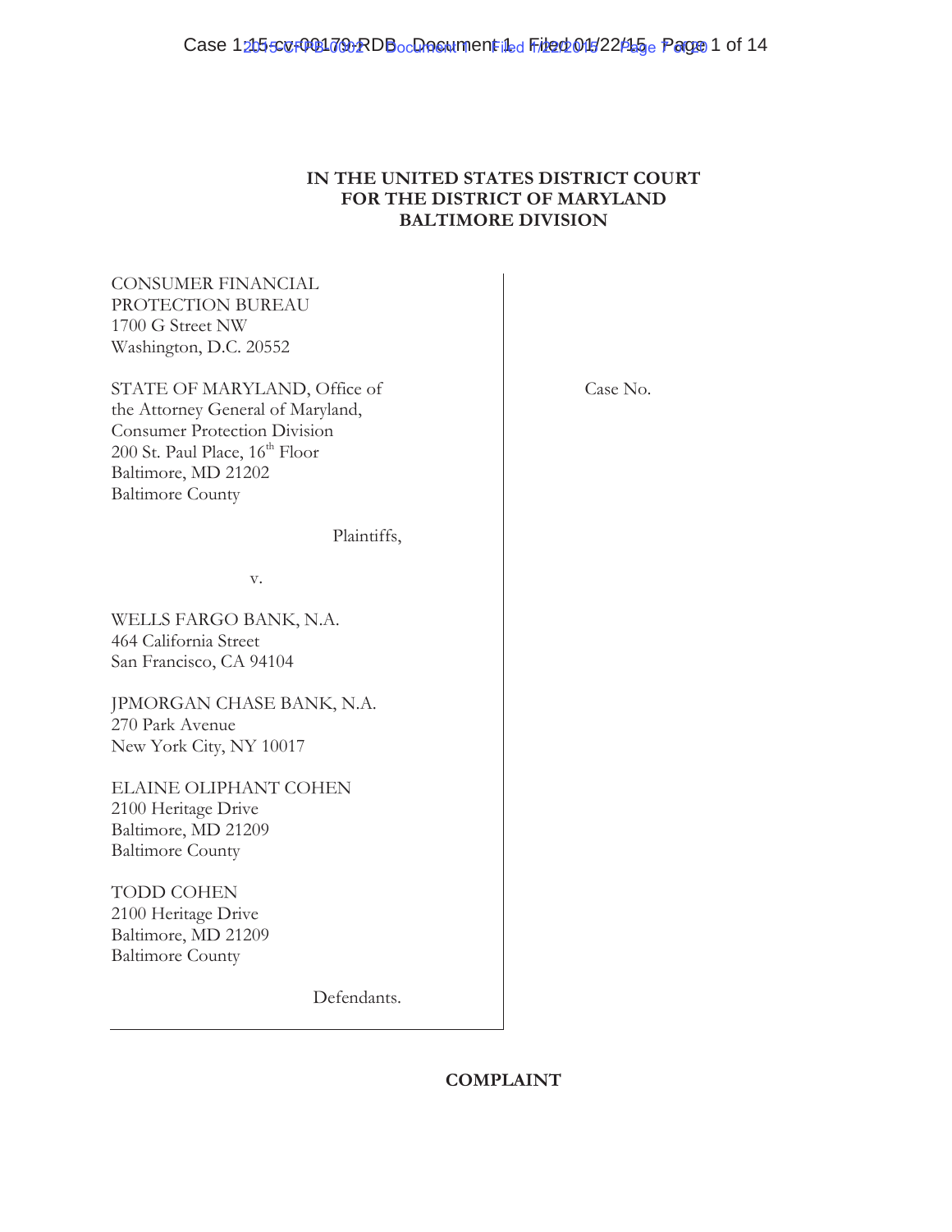# IN THE UNITED STATES DISTRICT COURT
# FOR THE DISTRICT OF MARYLAND
# BALTIMORE DIVISION

CONSUMER FINANCIAL
PROTECTION BUREAU
1700 G Street NW
Washington, D.C. 20552

STATE OF MARYLAND, Office of
the Attorney General of Maryland,
Consumer Protection Division
200 St. Paul Place, 16th Floor
Baltimore, MD 21202
Baltimore County

Plaintiffs,

v.

WELLS FARGO BANK, N.A.
464 California Street
San Francisco, CA 94104

JPMORGAN CHASE BANK, N.A.
270 Park Avenue
New York City, NY 10017

ELAINE OLIPHANT COHEN
2100 Heritage Drive
Baltimore, MD 21209
Baltimore County

TODD COHEN
2100 Heritage Drive
Baltimore, MD 21209
Baltimore County

Defendants.

Case No.

**COMPLAINT**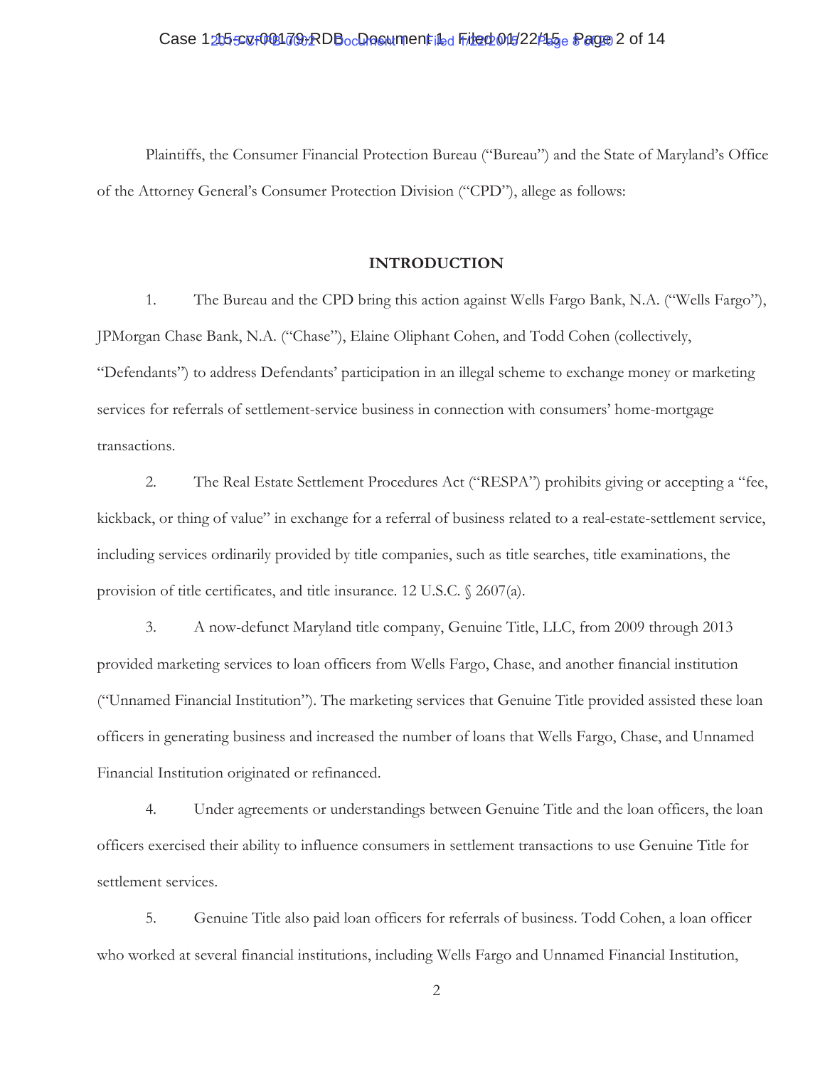Plaintiffs, the Consumer Financial Protection Bureau ("Bureau") and the State of Maryland's Office of the Attorney General's Consumer Protection Division ("CPD"), allege as follows:

## INTRODUCTION

1. The Bureau and the CPD bring this action against Wells Fargo Bank, N.A. ("Wells Fargo"), JPMorgan Chase Bank, N.A. ("Chase"), Elaine Oliphant Cohen, and Todd Cohen (collectively, "Defendants") to address Defendants' participation in an illegal scheme to exchange money or marketing services for referrals of settlement-service business in connection with consumers' home-mortgage transactions.

2. The Real Estate Settlement Procedures Act ("RESPA") prohibits giving or accepting a "fee, kickback, or thing of value" in exchange for a referral of business related to a real-estate-settlement service, including services ordinarily provided by title companies, such as title searches, title examinations, the provision of title certificates, and title insurance. 12 U.S.C. § 2607(a).

3. A now-defunct Maryland title company, Genuine Title, LLC, from 2009 through 2013 provided marketing services to loan officers from Wells Fargo, Chase, and another financial institution ("Unnamed Financial Institution"). The marketing services that Genuine Title provided assisted these loan officers in generating business and increased the number of loans that Wells Fargo, Chase, and Unnamed Financial Institution originated or refinanced.

4. Under agreements or understandings between Genuine Title and the loan officers, the loan officers exercised their ability to influence consumers in settlement transactions to use Genuine Title for settlement services.

5. Genuine Title also paid loan officers for referrals of business. Todd Cohen, a loan officer who worked at several financial institutions, including Wells Fargo and Unnamed Financial Institution,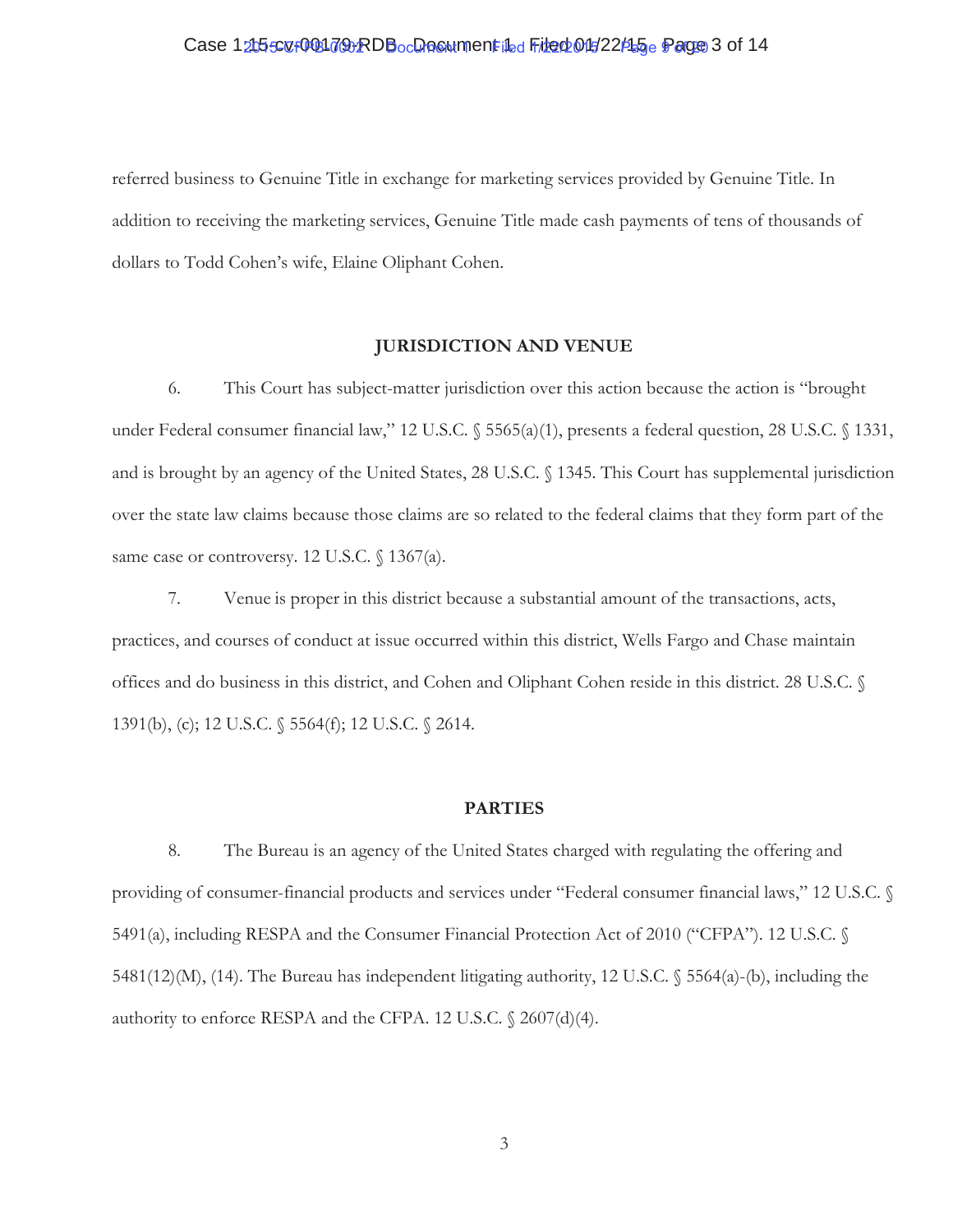referred business to Genuine Title in exchange for marketing services provided by Genuine Title. In addition to receiving the marketing services, Genuine Title made cash payments of tens of thousands of dollars to Todd Cohen's wife, Elaine Oliphant Cohen.

## JURISDICTION AND VENUE

6. This Court has subject-matter jurisdiction over this action because the action is "brought under Federal consumer financial law," 12 U.S.C. § 5565(a)(1), presents a federal question, 28 U.S.C. § 1331, and is brought by an agency of the United States, 28 U.S.C. § 1345. This Court has supplemental jurisdiction over the state law claims because those claims are so related to the federal claims that they form part of the same case or controversy. 12 U.S.C. § 1367(a).

7. Venue is proper in this district because a substantial amount of the transactions, acts, practices, and courses of conduct at issue occurred within this district, Wells Fargo and Chase maintain offices and do business in this district, and Cohen and Oliphant Cohen reside in this district. 28 U.S.C. § 1391(b), (c); 12 U.S.C. § 5564(f); 12 U.S.C. § 2614.

## PARTIES

8. The Bureau is an agency of the United States charged with regulating the offering and providing of consumer-financial products and services under "Federal consumer financial laws," 12 U.S.C. § 5491(a), including RESPA and the Consumer Financial Protection Act of 2010 ("CFPA"). 12 U.S.C. § 5481(12)(M), (14). The Bureau has independent litigating authority, 12 U.S.C. § 5564(a)-(b), including the authority to enforce RESPA and the CFPA. 12 U.S.C. § 2607(d)(4).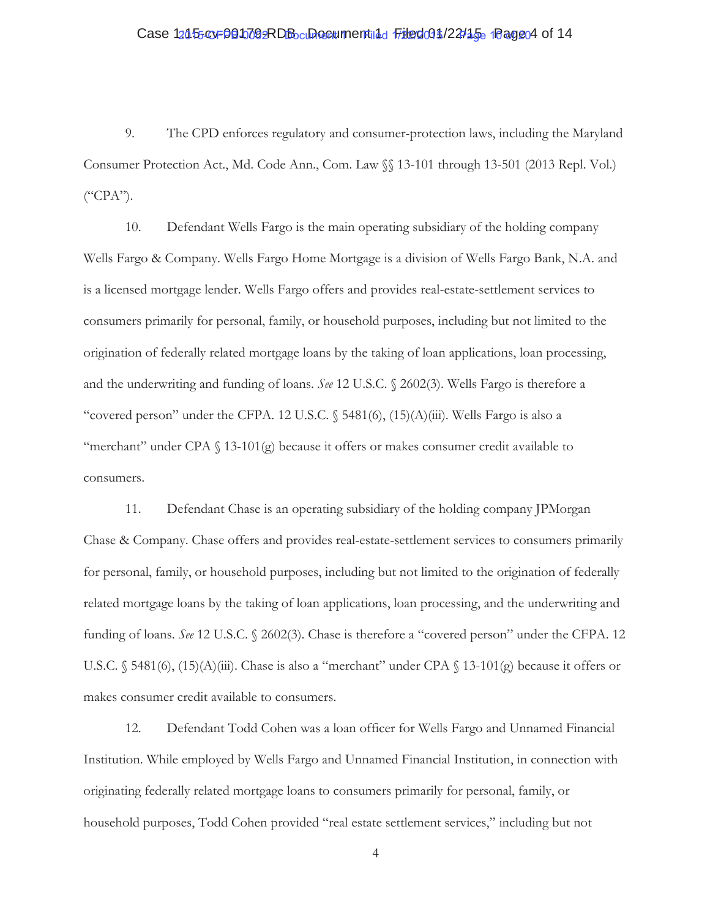9. The CPD enforces regulatory and consumer-protection laws, including the Maryland Consumer Protection Act., Md. Code Ann., Com. Law §§ 13-101 through 13-501 (2013 Repl. Vol.) ("CPA").

10. Defendant Wells Fargo is the main operating subsidiary of the holding company Wells Fargo & Company. Wells Fargo Home Mortgage is a division of Wells Fargo Bank, N.A. and is a licensed mortgage lender. Wells Fargo offers and provides real-estate-settlement services to consumers primarily for personal, family, or household purposes, including but not limited to the origination of federally related mortgage loans by the taking of loan applications, loan processing, and the underwriting and funding of loans. *See* 12 U.S.C. § 2602(3). Wells Fargo is therefore a "covered person" under the CFPA. 12 U.S.C. § 5481(6), (15)(A)(iii). Wells Fargo is also a "merchant" under CPA § 13-101(g) because it offers or makes consumer credit available to consumers.

11. Defendant Chase is an operating subsidiary of the holding company JPMorgan Chase & Company. Chase offers and provides real-estate-settlement services to consumers primarily for personal, family, or household purposes, including but not limited to the origination of federally related mortgage loans by the taking of loan applications, loan processing, and the underwriting and funding of loans. *See* 12 U.S.C. § 2602(3). Chase is therefore a "covered person" under the CFPA. 12 U.S.C. § 5481(6), (15)(A)(iii). Chase is also a "merchant" under CPA § 13-101(g) because it offers or makes consumer credit available to consumers.

12. Defendant Todd Cohen was a loan officer for Wells Fargo and Unnamed Financial Institution. While employed by Wells Fargo and Unnamed Financial Institution, in connection with originating federally related mortgage loans to consumers primarily for personal, family, or household purposes, Todd Cohen provided "real estate settlement services," including but not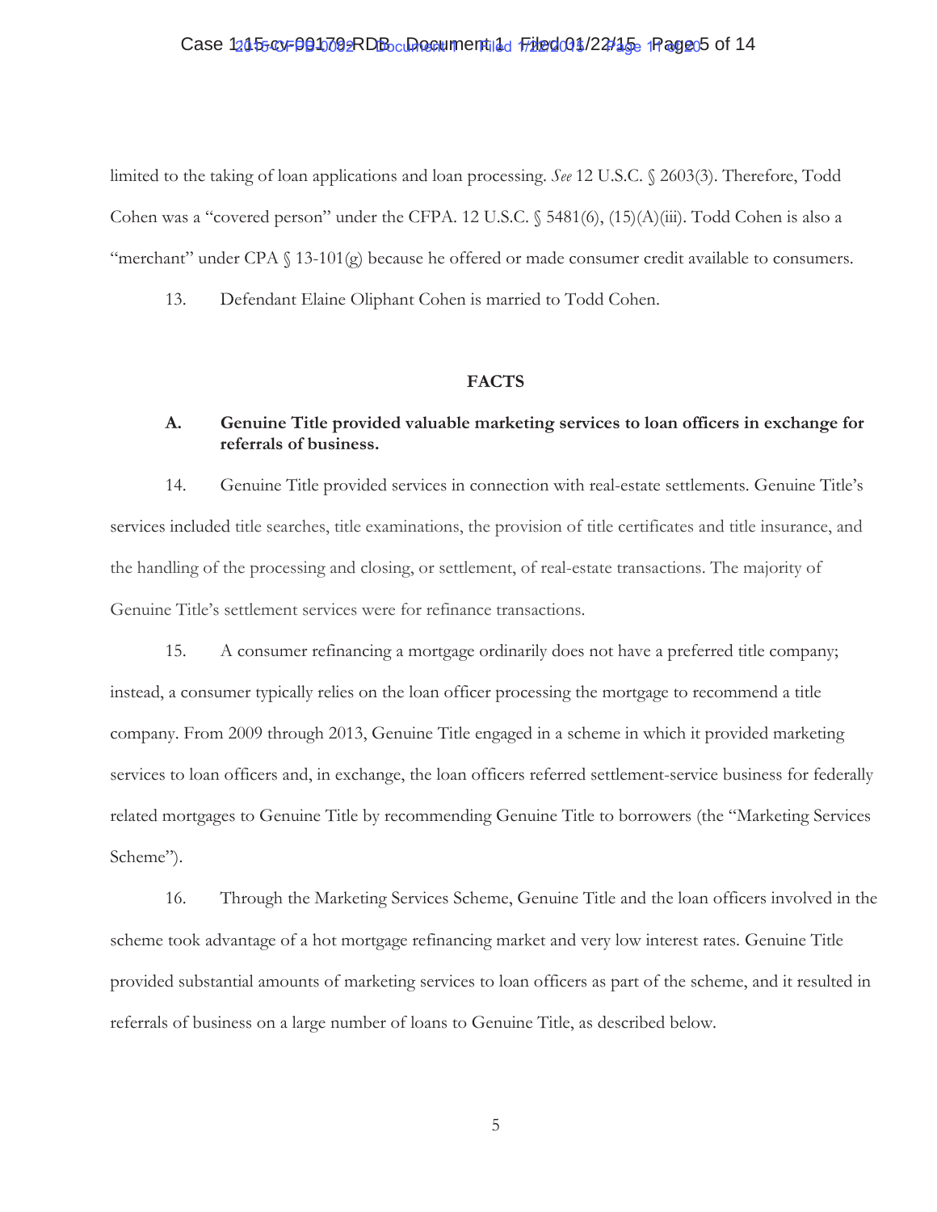limited to the taking of loan applications and loan processing. *See* 12 U.S.C. § 2603(3). Therefore, Todd Cohen was a "covered person" under the CFPA. 12 U.S.C. § 5481(6), (15)(A)(iii). Todd Cohen is also a "merchant" under CPA § 13-101(g) because he offered or made consumer credit available to consumers.

13. Defendant Elaine Oliphant Cohen is married to Todd Cohen.

## FACTS

### A. Genuine Title provided valuable marketing services to loan officers in exchange for referrals of business.

14. Genuine Title provided services in connection with real-estate settlements. Genuine Title's services included title searches, title examinations, the provision of title certificates and title insurance, and the handling of the processing and closing, or settlement, of real-estate transactions. The majority of Genuine Title's settlement services were for refinance transactions.

15. A consumer refinancing a mortgage ordinarily does not have a preferred title company; instead, a consumer typically relies on the loan officer processing the mortgage to recommend a title company. From 2009 through 2013, Genuine Title engaged in a scheme in which it provided marketing services to loan officers and, in exchange, the loan officers referred settlement-service business for federally related mortgages to Genuine Title by recommending Genuine Title to borrowers (the "Marketing Services Scheme").

16. Through the Marketing Services Scheme, Genuine Title and the loan officers involved in the scheme took advantage of a hot mortgage refinancing market and very low interest rates. Genuine Title provided substantial amounts of marketing services to loan officers as part of the scheme, and it resulted in referrals of business on a large number of loans to Genuine Title, as described below.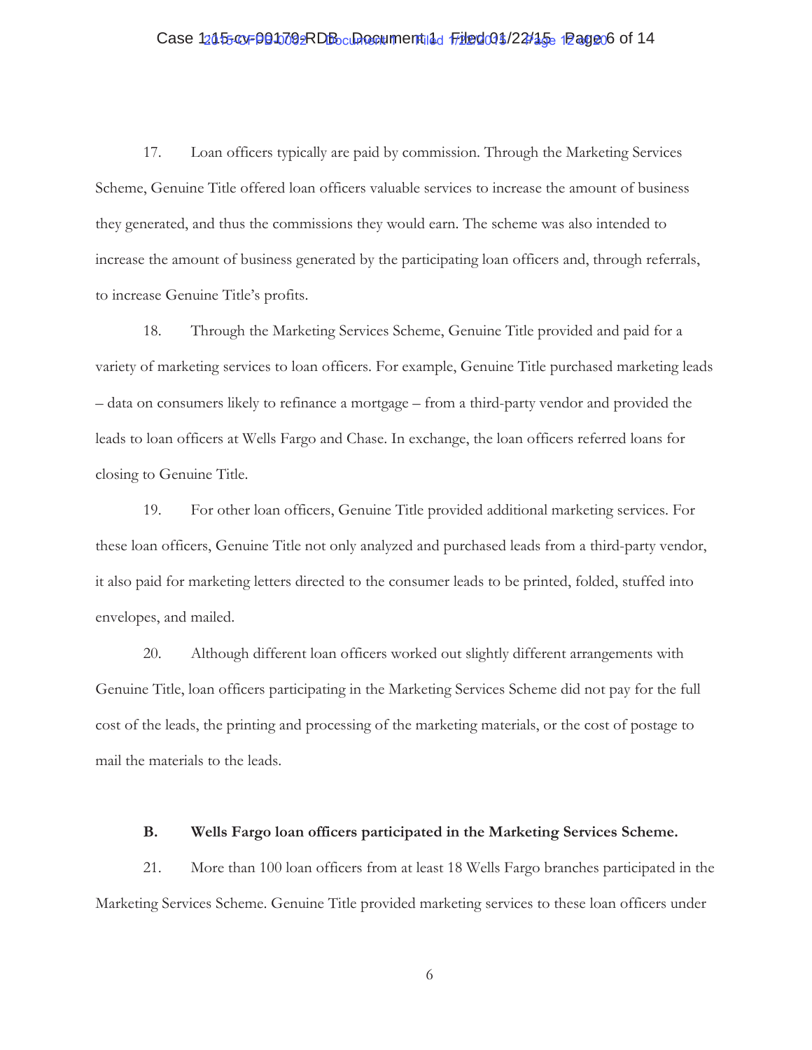17. Loan officers typically are paid by commission. Through the Marketing Services Scheme, Genuine Title offered loan officers valuable services to increase the amount of business they generated, and thus the commissions they would earn. The scheme was also intended to increase the amount of business generated by the participating loan officers and, through referrals, to increase Genuine Title's profits.

18. Through the Marketing Services Scheme, Genuine Title provided and paid for a variety of marketing services to loan officers. For example, Genuine Title purchased marketing leads – data on consumers likely to refinance a mortgage – from a third-party vendor and provided the leads to loan officers at Wells Fargo and Chase. In exchange, the loan officers referred loans for closing to Genuine Title.

19. For other loan officers, Genuine Title provided additional marketing services. For these loan officers, Genuine Title not only analyzed and purchased leads from a third-party vendor, it also paid for marketing letters directed to the consumer leads to be printed, folded, stuffed into envelopes, and mailed.

20. Although different loan officers worked out slightly different arrangements with Genuine Title, loan officers participating in the Marketing Services Scheme did not pay for the full cost of the leads, the printing and processing of the marketing materials, or the cost of postage to mail the materials to the leads.

**B. Wells Fargo loan officers participated in the Marketing Services Scheme.**

21. More than 100 loan officers from at least 18 Wells Fargo branches participated in the Marketing Services Scheme. Genuine Title provided marketing services to these loan officers under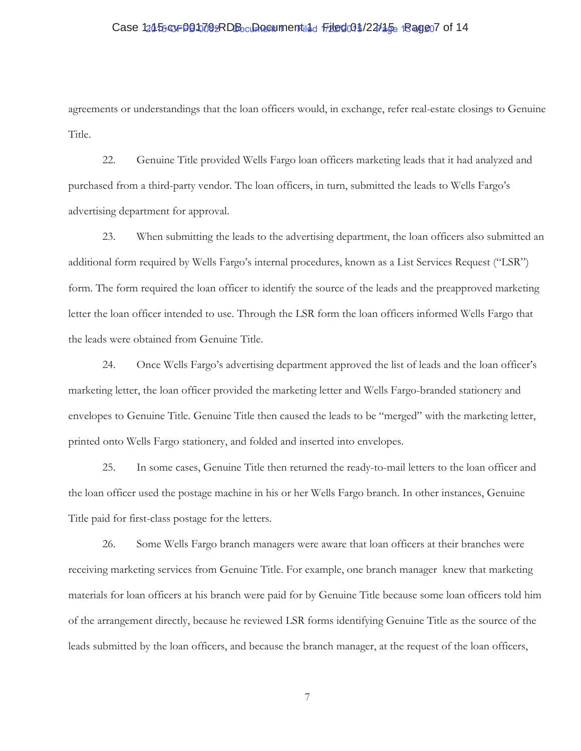agreements or understandings that the loan officers would, in exchange, refer real-estate closings to Genuine Title.

22. Genuine Title provided Wells Fargo loan officers marketing leads that it had analyzed and purchased from a third-party vendor. The loan officers, in turn, submitted the leads to Wells Fargo's advertising department for approval.

23. When submitting the leads to the advertising department, the loan officers also submitted an additional form required by Wells Fargo's internal procedures, known as a List Services Request ("LSR") form. The form required the loan officer to identify the source of the leads and the preapproved marketing letter the loan officer intended to use. Through the LSR form the loan officers informed Wells Fargo that the leads were obtained from Genuine Title.

24. Once Wells Fargo's advertising department approved the list of leads and the loan officer's marketing letter, the loan officer provided the marketing letter and Wells Fargo-branded stationery and envelopes to Genuine Title. Genuine Title then caused the leads to be "merged" with the marketing letter, printed onto Wells Fargo stationery, and folded and inserted into envelopes.

25. In some cases, Genuine Title then returned the ready-to-mail letters to the loan officer and the loan officer used the postage machine in his or her Wells Fargo branch. In other instances, Genuine Title paid for first-class postage for the letters.

26. Some Wells Fargo branch managers were aware that loan officers at their branches were receiving marketing services from Genuine Title. For example, one branch manager knew that marketing materials for loan officers at his branch were paid for by Genuine Title because some loan officers told him of the arrangement directly, because he reviewed LSR forms identifying Genuine Title as the source of the leads submitted by the loan officers, and because the branch manager, at the request of the loan officers,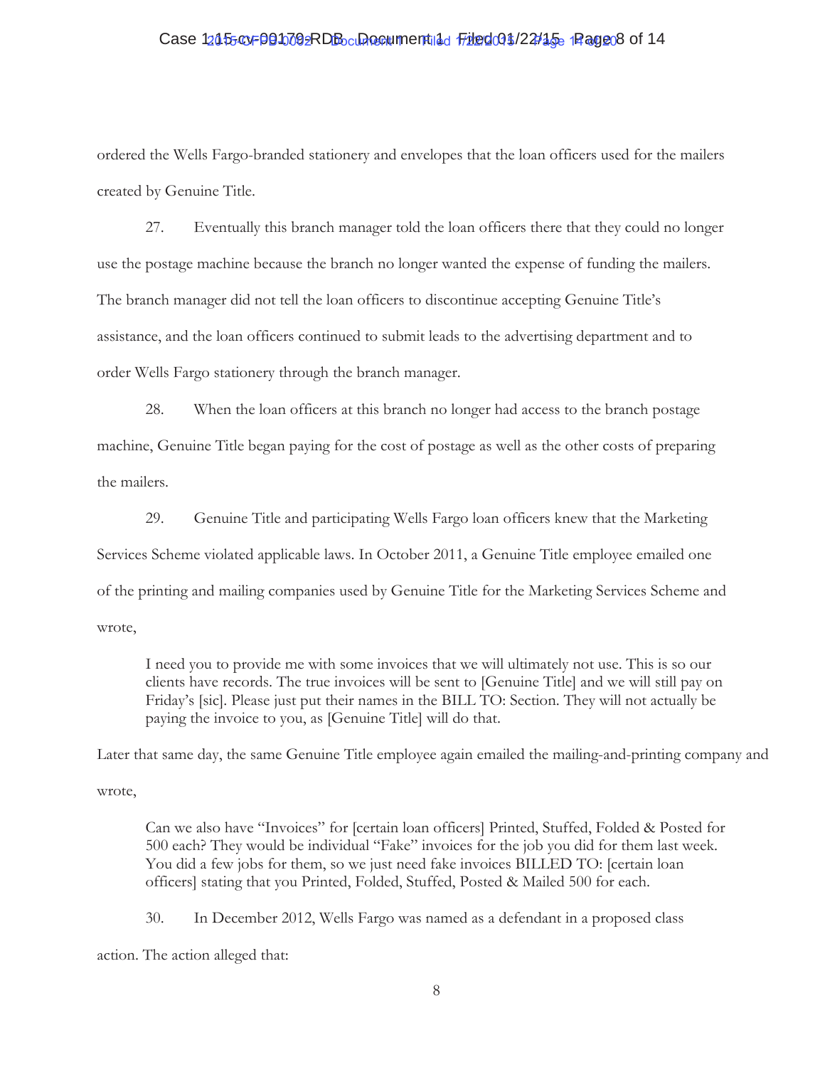ordered the Wells Fargo-branded stationery and envelopes that the loan officers used for the mailers created by Genuine Title.

27. Eventually this branch manager told the loan officers there that they could no longer use the postage machine because the branch no longer wanted the expense of funding the mailers. The branch manager did not tell the loan officers to discontinue accepting Genuine Title's assistance, and the loan officers continued to submit leads to the advertising department and to order Wells Fargo stationery through the branch manager.

28. When the loan officers at this branch no longer had access to the branch postage machine, Genuine Title began paying for the cost of postage as well as the other costs of preparing the mailers.

29. Genuine Title and participating Wells Fargo loan officers knew that the Marketing Services Scheme violated applicable laws. In October 2011, a Genuine Title employee emailed one of the printing and mailing companies used by Genuine Title for the Marketing Services Scheme and wrote,

> I need you to provide me with some invoices that we will ultimately not use. This is so our clients have records. The true invoices will be sent to [Genuine Title] and we will still pay on Friday's [sic]. Please just put their names in the BILL TO: Section. They will not actually be paying the invoice to you, as [Genuine Title] will do that.

Later that same day, the same Genuine Title employee again emailed the mailing-and-printing company and wrote,

> Can we also have "Invoices" for [certain loan officers] Printed, Stuffed, Folded & Posted for 500 each? They would be individual "Fake" invoices for the job you did for them last week. You did a few jobs for them, so we just need fake invoices BILLED TO: [certain loan officers] stating that you Printed, Folded, Stuffed, Posted & Mailed 500 for each.

30. In December 2012, Wells Fargo was named as a defendant in a proposed class action. The action alleged that: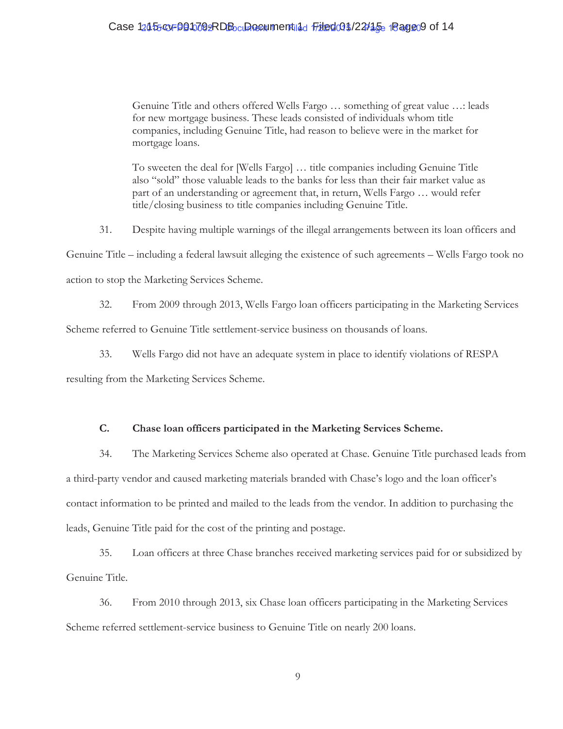> Genuine Title and others offered Wells Fargo … something of great value …: leads for new mortgage business. These leads consisted of individuals whom title companies, including Genuine Title, had reason to believe were in the market for mortgage loans.
>
> To sweeten the deal for [Wells Fargo] … title companies including Genuine Title also "sold" those valuable leads to the banks for less than their fair market value as part of an understanding or agreement that, in return, Wells Fargo … would refer title/closing business to title companies including Genuine Title.

31. Despite having multiple warnings of the illegal arrangements between its loan officers and Genuine Title – including a federal lawsuit alleging the existence of such agreements – Wells Fargo took no action to stop the Marketing Services Scheme.

32. From 2009 through 2013, Wells Fargo loan officers participating in the Marketing Services Scheme referred to Genuine Title settlement-service business on thousands of loans.

33. Wells Fargo did not have an adequate system in place to identify violations of RESPA resulting from the Marketing Services Scheme.

### C. Chase loan officers participated in the Marketing Services Scheme.

34. The Marketing Services Scheme also operated at Chase. Genuine Title purchased leads from a third-party vendor and caused marketing materials branded with Chase's logo and the loan officer's contact information to be printed and mailed to the leads from the vendor. In addition to purchasing the leads, Genuine Title paid for the cost of the printing and postage.

35. Loan officers at three Chase branches received marketing services paid for or subsidized by Genuine Title.

36. From 2010 through 2013, six Chase loan officers participating in the Marketing Services Scheme referred settlement-service business to Genuine Title on nearly 200 loans.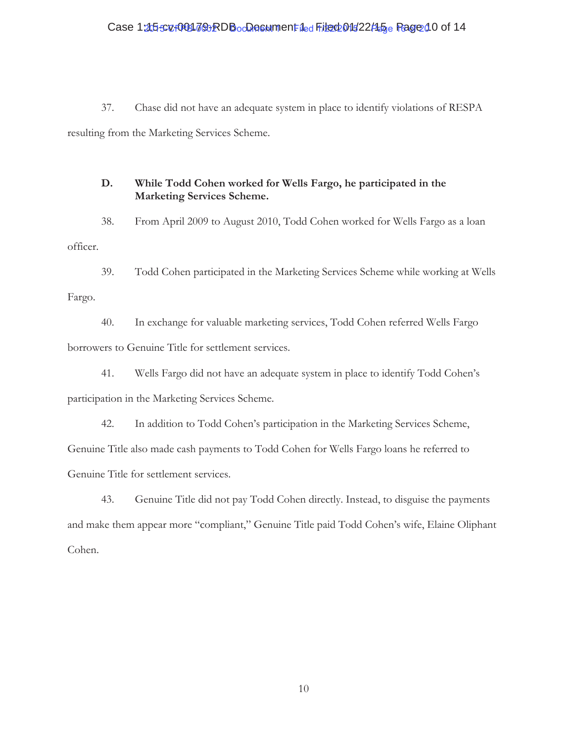37. Chase did not have an adequate system in place to identify violations of RESPA resulting from the Marketing Services Scheme.

**D. While Todd Cohen worked for Wells Fargo, he participated in the Marketing Services Scheme.**

38. From April 2009 to August 2010, Todd Cohen worked for Wells Fargo as a loan officer.

39. Todd Cohen participated in the Marketing Services Scheme while working at Wells Fargo.

40. In exchange for valuable marketing services, Todd Cohen referred Wells Fargo borrowers to Genuine Title for settlement services.

41. Wells Fargo did not have an adequate system in place to identify Todd Cohen's participation in the Marketing Services Scheme.

42. In addition to Todd Cohen's participation in the Marketing Services Scheme, Genuine Title also made cash payments to Todd Cohen for Wells Fargo loans he referred to Genuine Title for settlement services.

43. Genuine Title did not pay Todd Cohen directly. Instead, to disguise the payments and make them appear more "compliant," Genuine Title paid Todd Cohen's wife, Elaine Oliphant Cohen.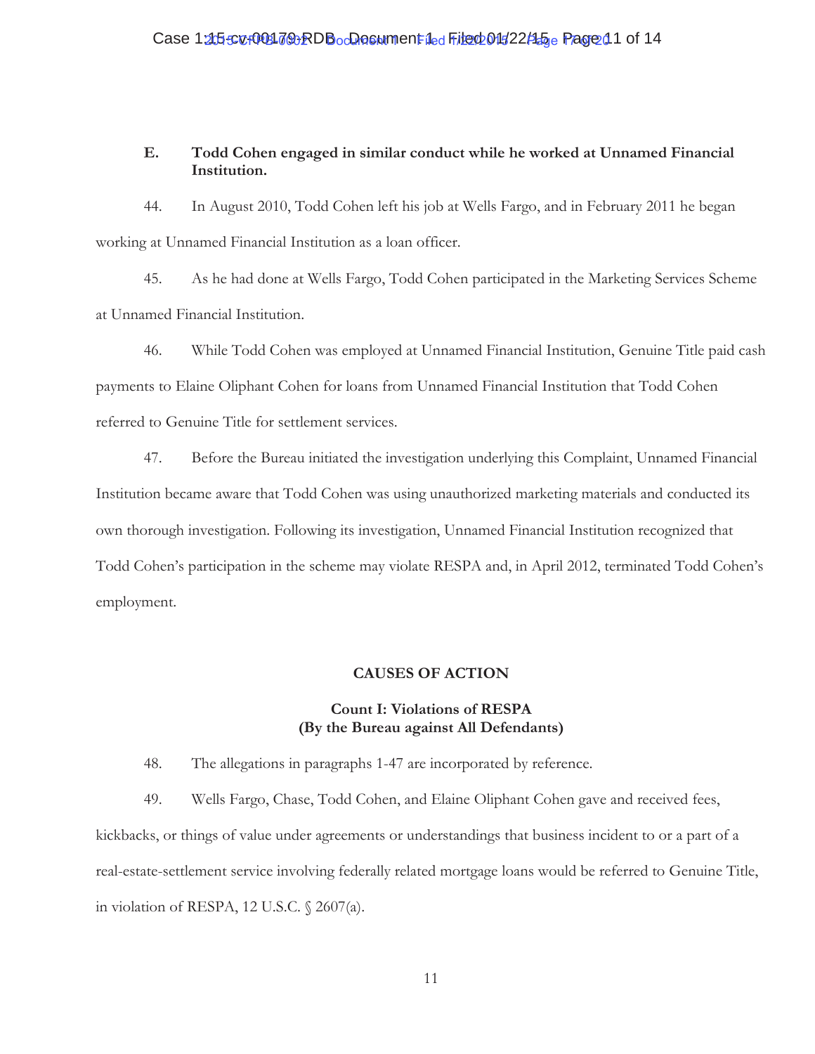### E. Todd Cohen engaged in similar conduct while he worked at Unnamed Financial Institution.

44. In August 2010, Todd Cohen left his job at Wells Fargo, and in February 2011 he began working at Unnamed Financial Institution as a loan officer.

45. As he had done at Wells Fargo, Todd Cohen participated in the Marketing Services Scheme at Unnamed Financial Institution.

46. While Todd Cohen was employed at Unnamed Financial Institution, Genuine Title paid cash payments to Elaine Oliphant Cohen for loans from Unnamed Financial Institution that Todd Cohen referred to Genuine Title for settlement services.

47. Before the Bureau initiated the investigation underlying this Complaint, Unnamed Financial Institution became aware that Todd Cohen was using unauthorized marketing materials and conducted its own thorough investigation. Following its investigation, Unnamed Financial Institution recognized that Todd Cohen's participation in the scheme may violate RESPA and, in April 2012, terminated Todd Cohen's employment.

## CAUSES OF ACTION

### Count I: Violations of RESPA (By the Bureau against All Defendants)

48. The allegations in paragraphs 1-47 are incorporated by reference.

49. Wells Fargo, Chase, Todd Cohen, and Elaine Oliphant Cohen gave and received fees, kickbacks, or things of value under agreements or understandings that business incident to or a part of a real-estate-settlement service involving federally related mortgage loans would be referred to Genuine Title, in violation of RESPA, 12 U.S.C. § 2607(a).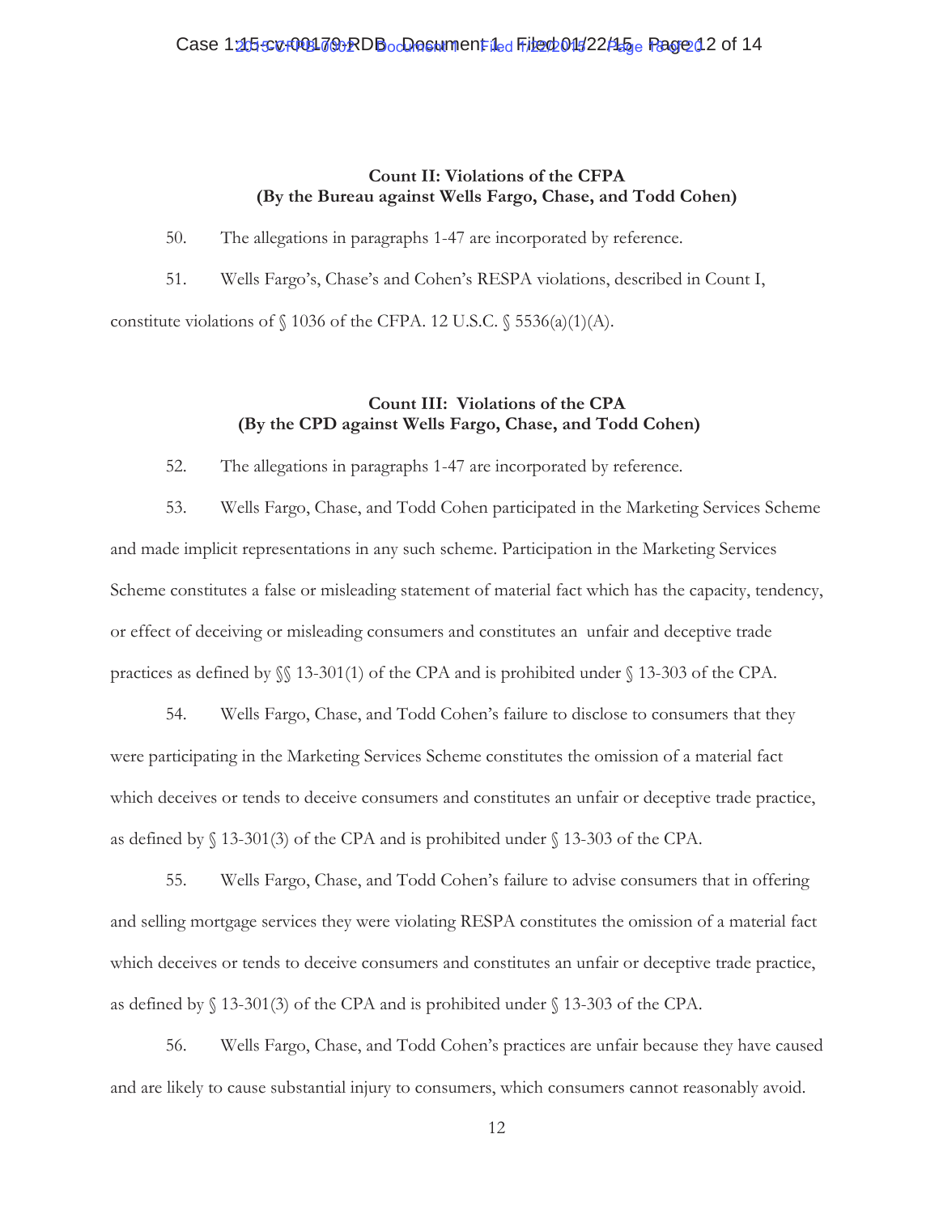### Count II: Violations of the CFPA
### (By the Bureau against Wells Fargo, Chase, and Todd Cohen)

50. The allegations in paragraphs 1-47 are incorporated by reference.

51. Wells Fargo's, Chase's and Cohen's RESPA violations, described in Count I, constitute violations of § 1036 of the CFPA. 12 U.S.C. § 5536(a)(1)(A).

### Count III: Violations of the CPA
### (By the CPD against Wells Fargo, Chase, and Todd Cohen)

52. The allegations in paragraphs 1-47 are incorporated by reference.

53. Wells Fargo, Chase, and Todd Cohen participated in the Marketing Services Scheme and made implicit representations in any such scheme. Participation in the Marketing Services Scheme constitutes a false or misleading statement of material fact which has the capacity, tendency, or effect of deceiving or misleading consumers and constitutes an unfair and deceptive trade practices as defined by §§ 13-301(1) of the CPA and is prohibited under § 13-303 of the CPA.

54. Wells Fargo, Chase, and Todd Cohen's failure to disclose to consumers that they were participating in the Marketing Services Scheme constitutes the omission of a material fact which deceives or tends to deceive consumers and constitutes an unfair or deceptive trade practice, as defined by § 13-301(3) of the CPA and is prohibited under § 13-303 of the CPA.

55. Wells Fargo, Chase, and Todd Cohen's failure to advise consumers that in offering and selling mortgage services they were violating RESPA constitutes the omission of a material fact which deceives or tends to deceive consumers and constitutes an unfair or deceptive trade practice, as defined by § 13-301(3) of the CPA and is prohibited under § 13-303 of the CPA.

56. Wells Fargo, Chase, and Todd Cohen's practices are unfair because they have caused and are likely to cause substantial injury to consumers, which consumers cannot reasonably avoid.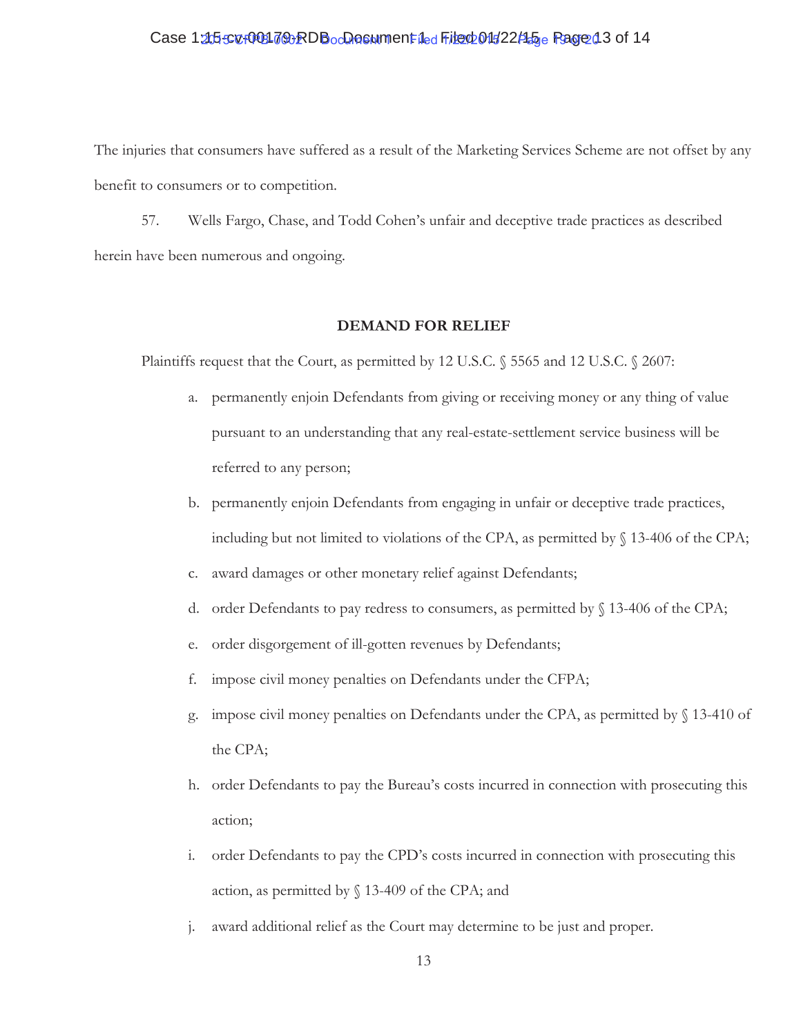The injuries that consumers have suffered as a result of the Marketing Services Scheme are not offset by any benefit to consumers or to competition.

57. Wells Fargo, Chase, and Todd Cohen's unfair and deceptive trade practices as described herein have been numerous and ongoing.

## DEMAND FOR RELIEF

Plaintiffs request that the Court, as permitted by 12 U.S.C. § 5565 and 12 U.S.C. § 2607:

a. permanently enjoin Defendants from giving or receiving money or any thing of value pursuant to an understanding that any real-estate-settlement service business will be referred to any person;

b. permanently enjoin Defendants from engaging in unfair or deceptive trade practices, including but not limited to violations of the CPA, as permitted by § 13-406 of the CPA;

c. award damages or other monetary relief against Defendants;

d. order Defendants to pay redress to consumers, as permitted by § 13-406 of the CPA;

e. order disgorgement of ill-gotten revenues by Defendants;

f. impose civil money penalties on Defendants under the CFPA;

g. impose civil money penalties on Defendants under the CPA, as permitted by § 13-410 of the CPA;

h. order Defendants to pay the Bureau's costs incurred in connection with prosecuting this action;

i. order Defendants to pay the CPD's costs incurred in connection with prosecuting this action, as permitted by § 13-409 of the CPA; and

j. award additional relief as the Court may determine to be just and proper.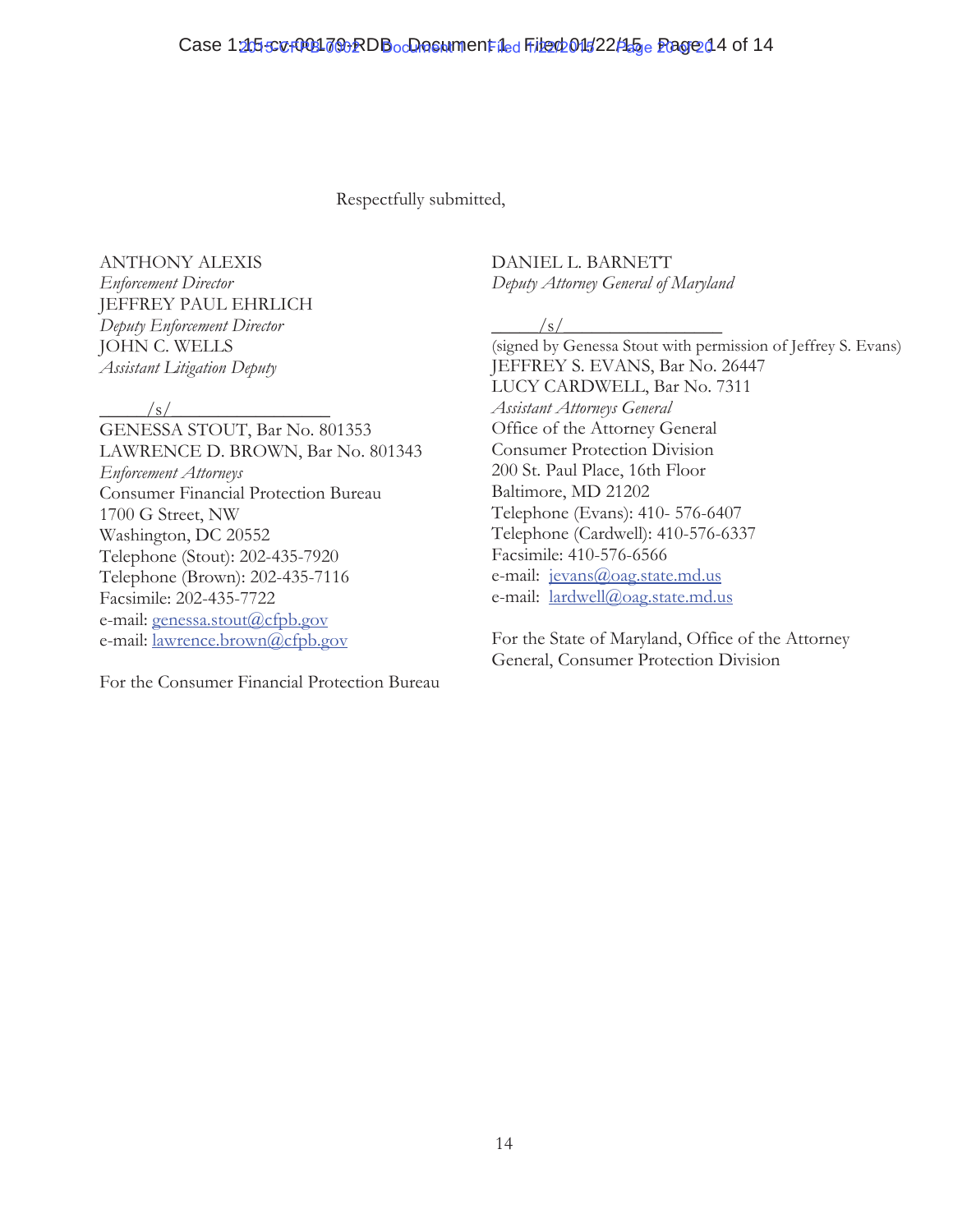Respectfully submitted,

ANTHONY ALEXIS
*Enforcement Director*
JEFFREY PAUL EHRLICH
*Deputy Enforcement Director*
JOHN C. WELLS
*Assistant Litigation Deputy*

_____/s/_________________
GENESSA STOUT, Bar No. 801353
LAWRENCE D. BROWN, Bar No. 801343
*Enforcement Attorneys*
Consumer Financial Protection Bureau
1700 G Street, NW
Washington, DC 20552
Telephone (Stout): 202-435-7920
Telephone (Brown): 202-435-7116
Facsimile: 202-435-7722
e-mail: genessa.stout@cfpb.gov
e-mail: lawrence.brown@cfpb.gov

For the Consumer Financial Protection Bureau

DANIEL L. BARNETT
*Deputy Attorney General of Maryland*

_____/s/_________________
(signed by Genessa Stout with permission of Jeffrey S. Evans)
JEFFREY S. EVANS, Bar No. 26447
LUCY CARDWELL, Bar No. 7311
*Assistant Attorneys General*
Office of the Attorney General
Consumer Protection Division
200 St. Paul Place, 16th Floor
Baltimore, MD 21202
Telephone (Evans): 410- 576-6407
Telephone (Cardwell): 410-576-6337
Facsimile: 410-576-6566
e-mail: jevans@oag.state.md.us
e-mail: lardwell@oag.state.md.us

For the State of Maryland, Office of the Attorney General, Consumer Protection Division